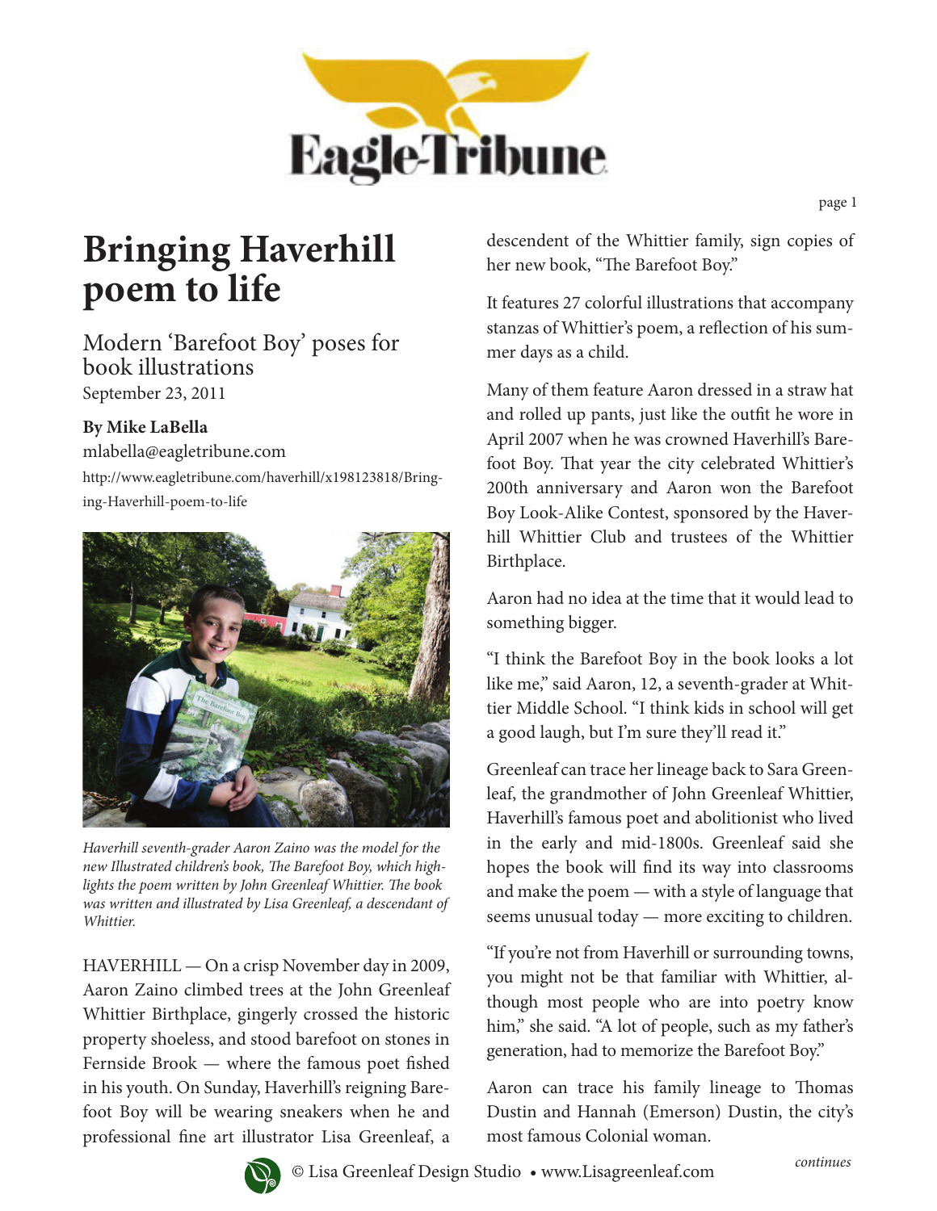# Bringing Haverhill poem to life

## Modern 'Barefoot Boy' poses for book illustrations

September 23, 2011

**By Mike LaBella**

mlabella@eagletribune.com

http://www.eagletribune.com/haverhill/x198123818/Bringing-Haverhill-poem-to-life

*Haverhill seventh-grader Aaron Zaino was the model for the new Illustrated children's book, The Barefoot Boy, which highlights the poem written by John Greenleaf Whittier. The book was written and illustrated by Lisa Greenleaf, a descendant of Whittier.*

HAVERHILL — On a crisp November day in 2009, Aaron Zaino climbed trees at the John Greenleaf Whittier Birthplace, gingerly crossed the historic property shoeless, and stood barefoot on stones in Fernside Brook — where the famous poet fished in his youth. On Sunday, Haverhill's reigning Barefoot Boy will be wearing sneakers when he and professional fine art illustrator Lisa Greenleaf, a descendent of the Whittier family, sign copies of her new book, "The Barefoot Boy."

It features 27 colorful illustrations that accompany stanzas of Whittier's poem, a reflection of his summer days as a child.

Many of them feature Aaron dressed in a straw hat and rolled up pants, just like the outfit he wore in April 2007 when he was crowned Haverhill's Barefoot Boy. That year the city celebrated Whittier's 200th anniversary and Aaron won the Barefoot Boy Look-Alike Contest, sponsored by the Haverhill Whittier Club and trustees of the Whittier Birthplace.

Aaron had no idea at the time that it would lead to something bigger.

"I think the Barefoot Boy in the book looks a lot like me," said Aaron, 12, a seventh-grader at Whittier Middle School. "I think kids in school will get a good laugh, but I'm sure they'll read it."

Greenleaf can trace her lineage back to Sara Greenleaf, the grandmother of John Greenleaf Whittier, Haverhill's famous poet and abolitionist who lived in the early and mid-1800s. Greenleaf said she hopes the book will find its way into classrooms and make the poem — with a style of language that seems unusual today — more exciting to children.

"If you're not from Haverhill or surrounding towns, you might not be that familiar with Whittier, although most people who are into poetry know him," she said. "A lot of people, such as my father's generation, had to memorize the Barefoot Boy."

Aaron can trace his family lineage to Thomas Dustin and Hannah (Emerson) Dustin, the city's most famous Colonial woman.

*continues*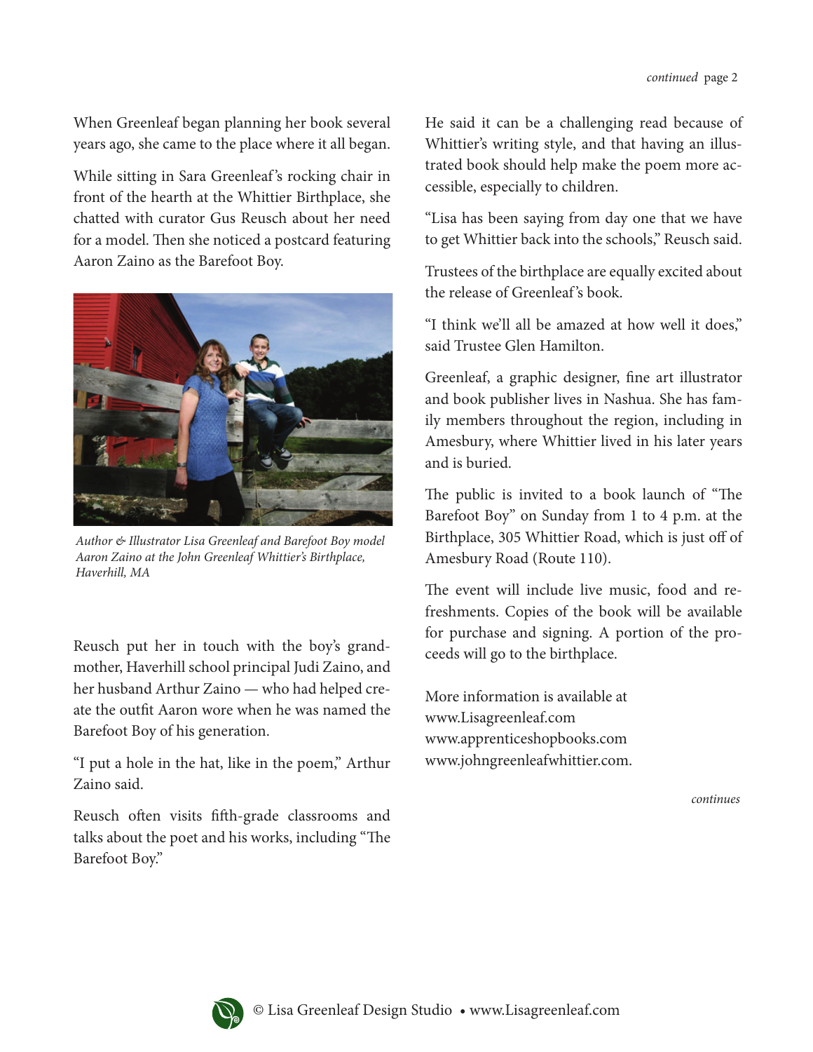When Greenleaf began planning her book several years ago, she came to the place where it all began.

While sitting in Sara Greenleaf's rocking chair in front of the hearth at the Whittier Birthplace, she chatted with curator Gus Reusch about her need for a model. Then she noticed a postcard featuring Aaron Zaino as the Barefoot Boy.

*Author & Illustrator Lisa Greenleaf and Barefoot Boy model Aaron Zaino at the John Greenleaf Whittier's Birthplace, Haverhill, MA*

Reusch put her in touch with the boy's grandmother, Haverhill school principal Judi Zaino, and her husband Arthur Zaino — who had helped create the outfit Aaron wore when he was named the Barefoot Boy of his generation.

"I put a hole in the hat, like in the poem," Arthur Zaino said.

Reusch often visits fifth-grade classrooms and talks about the poet and his works, including "The Barefoot Boy."

He said it can be a challenging read because of Whittier's writing style, and that having an illustrated book should help make the poem more accessible, especially to children.

"Lisa has been saying from day one that we have to get Whittier back into the schools," Reusch said.

Trustees of the birthplace are equally excited about the release of Greenleaf's book.

"I think we'll all be amazed at how well it does," said Trustee Glen Hamilton.

Greenleaf, a graphic designer, fine art illustrator and book publisher lives in Nashua. She has family members throughout the region, including in Amesbury, where Whittier lived in his later years and is buried.

The public is invited to a book launch of "The Barefoot Boy" on Sunday from 1 to 4 p.m. at the Birthplace, 305 Whittier Road, which is just off of Amesbury Road (Route 110).

The event will include live music, food and refreshments. Copies of the book will be available for purchase and signing. A portion of the proceeds will go to the birthplace.

More information is available at
www.Lisagreenleaf.com
www.apprenticeshopbooks.com
www.johngreenleafwhittier.com.

*continues*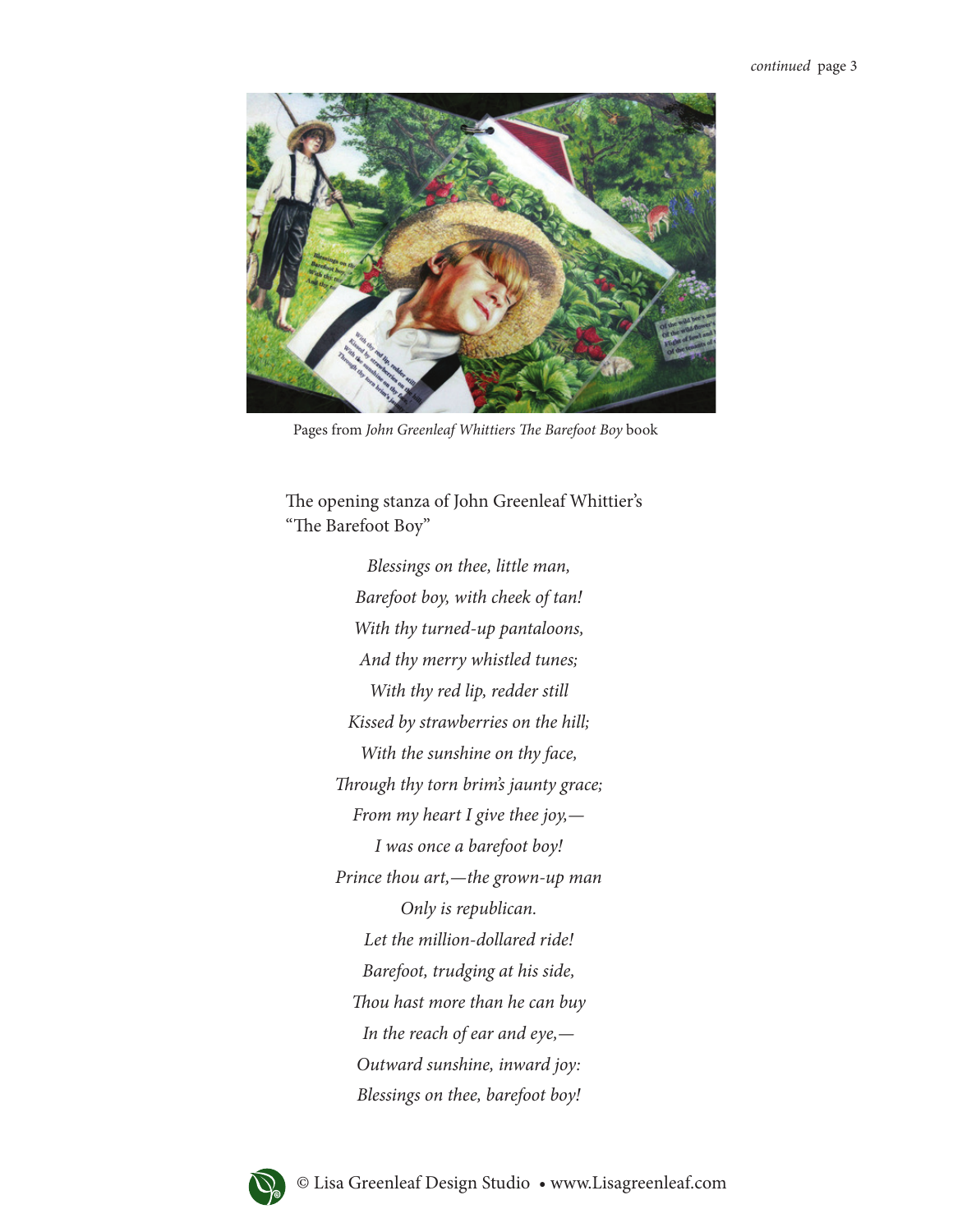Pages from *John Greenleaf Whittiers The Barefoot Boy* book

The opening stanza of John Greenleaf Whittier's "The Barefoot Boy"

*Blessings on thee, little man,*
*Barefoot boy, with cheek of tan!*
*With thy turned-up pantaloons,*
*And thy merry whistled tunes;*
*With thy red lip, redder still*
*Kissed by strawberries on the hill;*
*With the sunshine on thy face,*
*Through thy torn brim's jaunty grace;*
*From my heart I give thee joy,—*
*I was once a barefoot boy!*
*Prince thou art,—the grown-up man*
*Only is republican.*
*Let the million-dollared ride!*
*Barefoot, trudging at his side,*
*Thou hast more than he can buy*
*In the reach of ear and eye,—*
*Outward sunshine, inward joy:*
*Blessings on thee, barefoot boy!*

© Lisa Greenleaf Design Studio • www.Lisagreenleaf.com